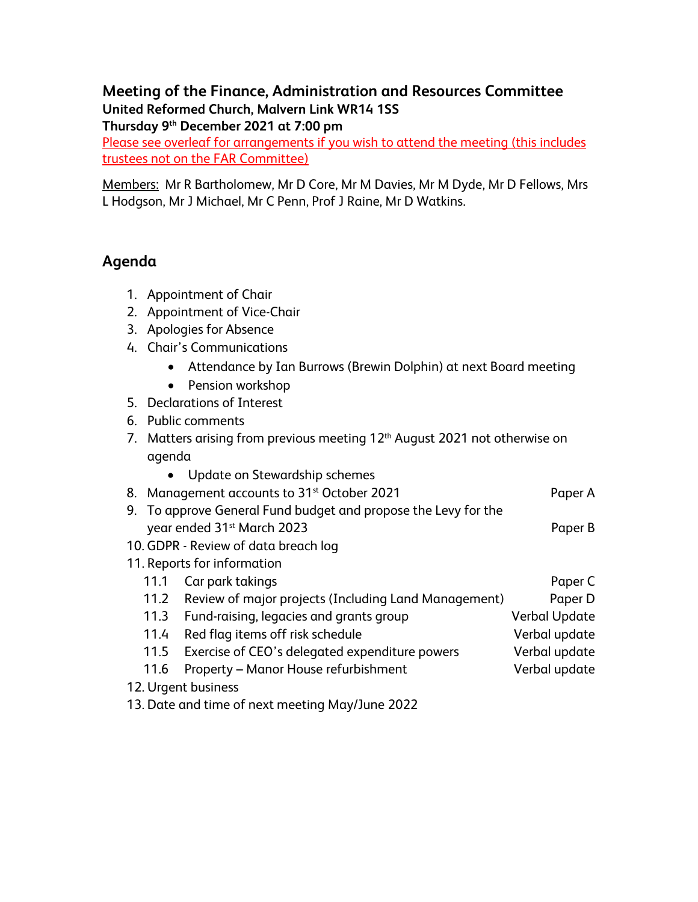# Meeting of the Finance, Administration and Resources Committee

**United Reformed Church, Malvern Link WR14 1SS**

**Thursday 9th December 2021 at 7:00 pm**

Please see overleaf for arrangements if you wish to attend the meeting (this includes trustees not on the FAR Committee)

Members: Mr R Bartholomew, Mr D Core, Mr M Davies, Mr M Dyde, Mr D Fellows, Mrs L Hodgson, Mr J Michael, Mr C Penn, Prof J Raine, Mr D Watkins.

## Agenda

1. Appointment of Chair
2. Appointment of Vice-Chair
3. Apologies for Absence
4. Chair's Communications
   - Attendance by Ian Burrows (Brewin Dolphin) at next Board meeting
   - Pension workshop
5. Declarations of Interest
6. Public comments
7. Matters arising from previous meeting 12th August 2021 not otherwise on agenda
   - Update on Stewardship schemes
8. Management accounts to 31st October 2021 — Paper A
9. To approve General Fund budget and propose the Levy for the year ended 31st March 2023 — Paper B
10. GDPR - Review of data breach log
11. Reports for information
    - 11.1 Car park takings — Paper C
    - 11.2 Review of major projects (Including Land Management) — Paper D
    - 11.3 Fund-raising, legacies and grants group — Verbal Update
    - 11.4 Red flag items off risk schedule — Verbal update
    - 11.5 Exercise of CEO's delegated expenditure powers — Verbal update
    - 11.6 Property – Manor House refurbishment — Verbal update
12. Urgent business
13. Date and time of next meeting May/June 2022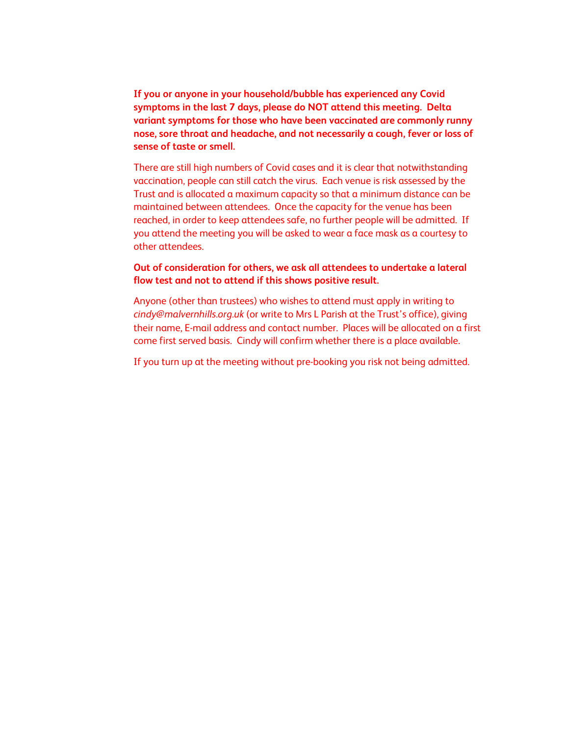**If you or anyone in your household/bubble has experienced any Covid symptoms in the last 7 days, please do NOT attend this meeting. Delta variant symptoms for those who have been vaccinated are commonly runny nose, sore throat and headache, and not necessarily a cough, fever or loss of sense of taste or smell.**

There are still high numbers of Covid cases and it is clear that notwithstanding vaccination, people can still catch the virus. Each venue is risk assessed by the Trust and is allocated a maximum capacity so that a minimum distance can be maintained between attendees. Once the capacity for the venue has been reached, in order to keep attendees safe, no further people will be admitted. If you attend the meeting you will be asked to wear a face mask as a courtesy to other attendees.

**Out of consideration for others, we ask all attendees to undertake a lateral flow test and not to attend if this shows positive result.**

Anyone (other than trustees) who wishes to attend must apply in writing to *cindy@malvernhills.org.uk* (or write to Mrs L Parish at the Trust's office), giving their name, E-mail address and contact number. Places will be allocated on a first come first served basis. Cindy will confirm whether there is a place available.

If you turn up at the meeting without pre-booking you risk not being admitted.